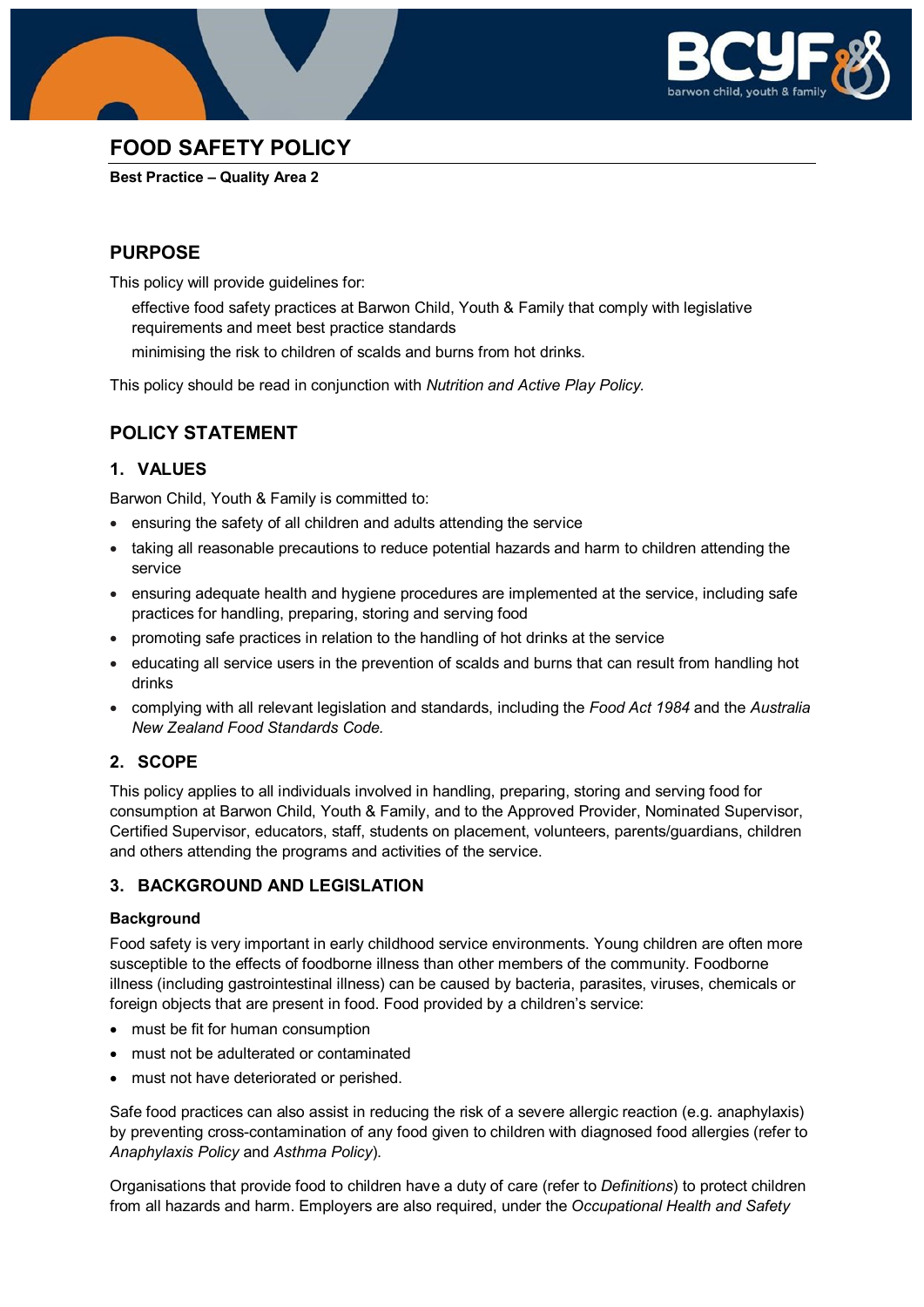# FOOD SAFETY POLICY

**Best Practice – Quality Area 2**

## PURPOSE

This policy will provide guidelines for:

effective food safety practices at Barwon Child, Youth & Family that comply with legislative requirements and meet best practice standards

minimising the risk to children of scalds and burns from hot drinks.

This policy should be read in conjunction with *Nutrition and Active Play Policy.*

## POLICY STATEMENT

### 1. VALUES

Barwon Child, Youth & Family is committed to:

- ensuring the safety of all children and adults attending the service
- taking all reasonable precautions to reduce potential hazards and harm to children attending the service
- ensuring adequate health and hygiene procedures are implemented at the service, including safe practices for handling, preparing, storing and serving food
- promoting safe practices in relation to the handling of hot drinks at the service
- educating all service users in the prevention of scalds and burns that can result from handling hot drinks
- complying with all relevant legislation and standards, including the *Food Act 1984* and the *Australia New Zealand Food Standards Code.*

### 2. SCOPE

This policy applies to all individuals involved in handling, preparing, storing and serving food for consumption at Barwon Child, Youth & Family, and to the Approved Provider, Nominated Supervisor, Certified Supervisor, educators, staff, students on placement, volunteers, parents/guardians, children and others attending the programs and activities of the service.

### 3. BACKGROUND AND LEGISLATION

**Background**

Food safety is very important in early childhood service environments. Young children are often more susceptible to the effects of foodborne illness than other members of the community. Foodborne illness (including gastrointestinal illness) can be caused by bacteria, parasites, viruses, chemicals or foreign objects that are present in food. Food provided by a children's service:

- must be fit for human consumption
- must not be adulterated or contaminated
- must not have deteriorated or perished.

Safe food practices can also assist in reducing the risk of a severe allergic reaction (e.g. anaphylaxis) by preventing cross-contamination of any food given to children with diagnosed food allergies (refer to *Anaphylaxis Policy* and *Asthma Policy*).

Organisations that provide food to children have a duty of care (refer to *Definitions*) to protect children from all hazards and harm. Employers are also required, under the *Occupational Health and Safety*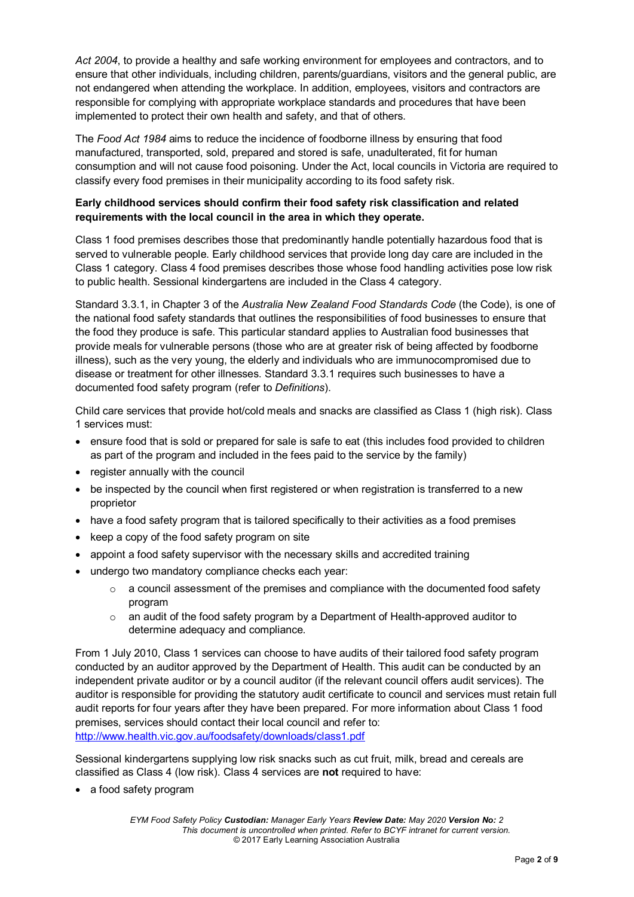*Act 2004*, to provide a healthy and safe working environment for employees and contractors, and to ensure that other individuals, including children, parents/guardians, visitors and the general public, are not endangered when attending the workplace. In addition, employees, visitors and contractors are responsible for complying with appropriate workplace standards and procedures that have been implemented to protect their own health and safety, and that of others.

The *Food Act 1984* aims to reduce the incidence of foodborne illness by ensuring that food manufactured, transported, sold, prepared and stored is safe, unadulterated, fit for human consumption and will not cause food poisoning. Under the Act, local councils in Victoria are required to classify every food premises in their municipality according to its food safety risk.

**Early childhood services should confirm their food safety risk classification and related requirements with the local council in the area in which they operate.**

Class 1 food premises describes those that predominantly handle potentially hazardous food that is served to vulnerable people. Early childhood services that provide long day care are included in the Class 1 category. Class 4 food premises describes those whose food handling activities pose low risk to public health. Sessional kindergartens are included in the Class 4 category.

Standard 3.3.1, in Chapter 3 of the *Australia New Zealand Food Standards Code* (the Code), is one of the national food safety standards that outlines the responsibilities of food businesses to ensure that the food they produce is safe. This particular standard applies to Australian food businesses that provide meals for vulnerable persons (those who are at greater risk of being affected by foodborne illness), such as the very young, the elderly and individuals who are immunocompromised due to disease or treatment for other illnesses. Standard 3.3.1 requires such businesses to have a documented food safety program (refer to *Definitions*).

Child care services that provide hot/cold meals and snacks are classified as Class 1 (high risk). Class 1 services must:

- ensure food that is sold or prepared for sale is safe to eat (this includes food provided to children as part of the program and included in the fees paid to the service by the family)
- register annually with the council
- be inspected by the council when first registered or when registration is transferred to a new proprietor
- have a food safety program that is tailored specifically to their activities as a food premises
- keep a copy of the food safety program on site
- appoint a food safety supervisor with the necessary skills and accredited training
- undergo two mandatory compliance checks each year:
  - a council assessment of the premises and compliance with the documented food safety program
  - an audit of the food safety program by a Department of Health-approved auditor to determine adequacy and compliance.

From 1 July 2010, Class 1 services can choose to have audits of their tailored food safety program conducted by an auditor approved by the Department of Health. This audit can be conducted by an independent private auditor or by a council auditor (if the relevant council offers audit services). The auditor is responsible for providing the statutory audit certificate to council and services must retain full audit reports for four years after they have been prepared. For more information about Class 1 food premises, services should contact their local council and refer to: http://www.health.vic.gov.au/foodsafety/downloads/class1.pdf

Sessional kindergartens supplying low risk snacks such as cut fruit, milk, bread and cereals are classified as Class 4 (low risk). Class 4 services are **not** required to have:

- a food safety program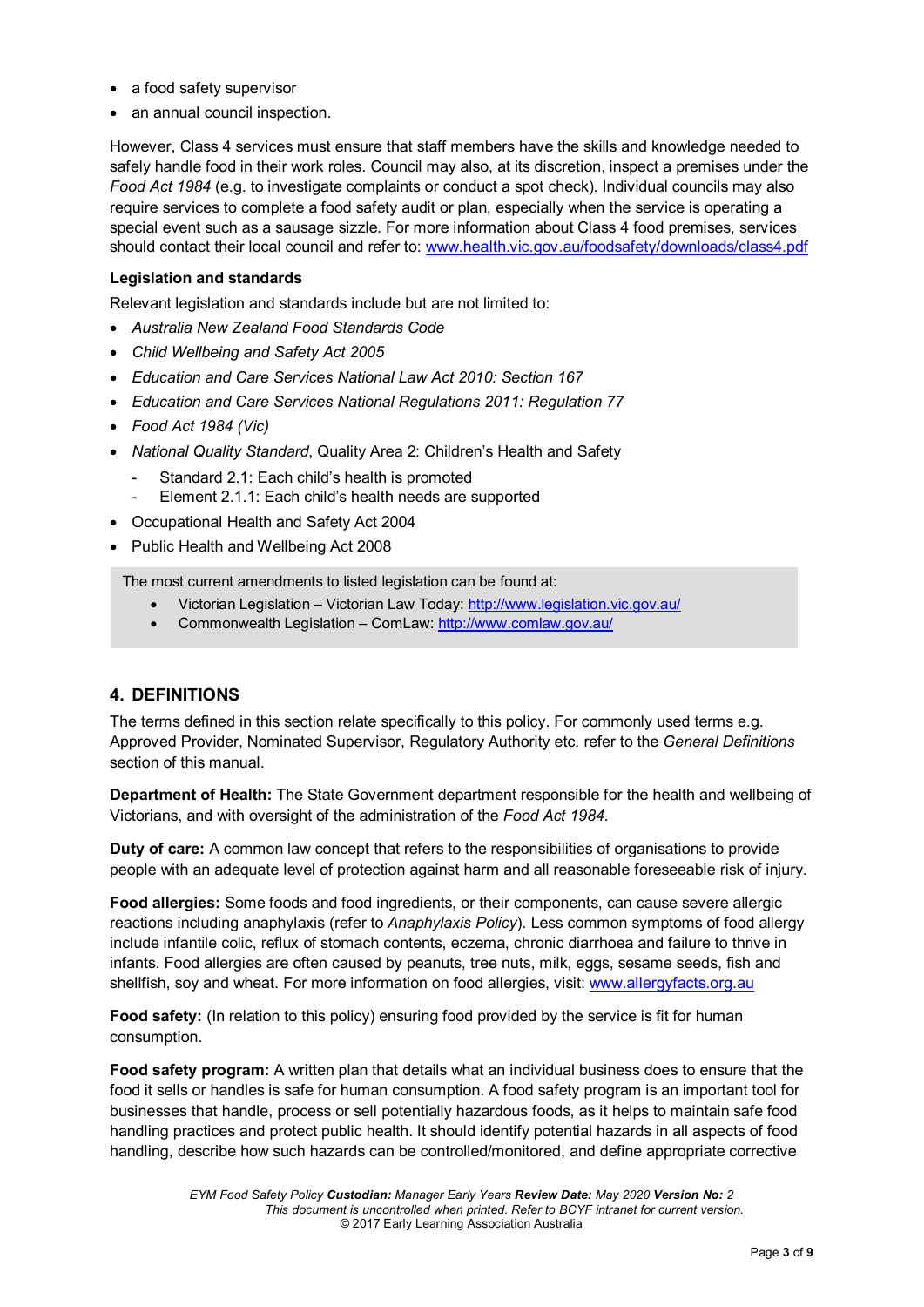- a food safety supervisor
- an annual council inspection.

However, Class 4 services must ensure that staff members have the skills and knowledge needed to safely handle food in their work roles. Council may also, at its discretion, inspect a premises under the *Food Act 1984* (e.g. to investigate complaints or conduct a spot check). Individual councils may also require services to complete a food safety audit or plan, especially when the service is operating a special event such as a sausage sizzle. For more information about Class 4 food premises, services should contact their local council and refer to: [www.health.vic.gov.au/foodsafety/downloads/class4.pdf](www.health.vic.gov.au/foodsafety/downloads/class4.pdf)

**Legislation and standards**

Relevant legislation and standards include but are not limited to:

- *Australia New Zealand Food Standards Code*
- *Child Wellbeing and Safety Act 2005*
- *Education and Care Services National Law Act 2010: Section 167*
- *Education and Care Services National Regulations 2011: Regulation 77*
- *Food Act 1984 (Vic)*
- *National Quality Standard*, Quality Area 2: Children's Health and Safety
  - Standard 2.1: Each child's health is promoted
  - Element 2.1.1: Each child's health needs are supported
- Occupational Health and Safety Act 2004
- Public Health and Wellbeing Act 2008

> The most current amendments to listed legislation can be found at:
> - Victorian Legislation – Victorian Law Today: [http://www.legislation.vic.gov.au/](http://www.legislation.vic.gov.au/)
> - Commonwealth Legislation – ComLaw: [http://www.comlaw.gov.au/](http://www.comlaw.gov.au/)

## 4. DEFINITIONS

The terms defined in this section relate specifically to this policy. For commonly used terms e.g. Approved Provider, Nominated Supervisor, Regulatory Authority etc. refer to the *General Definitions* section of this manual.

**Department of Health:** The State Government department responsible for the health and wellbeing of Victorians, and with oversight of the administration of the *Food Act 1984*.

**Duty of care:** A common law concept that refers to the responsibilities of organisations to provide people with an adequate level of protection against harm and all reasonable foreseeable risk of injury.

**Food allergies:** Some foods and food ingredients, or their components, can cause severe allergic reactions including anaphylaxis (refer to *Anaphylaxis Policy*). Less common symptoms of food allergy include infantile colic, reflux of stomach contents, eczema, chronic diarrhoea and failure to thrive in infants. Food allergies are often caused by peanuts, tree nuts, milk, eggs, sesame seeds, fish and shellfish, soy and wheat. For more information on food allergies, visit: [www.allergyfacts.org.au](www.allergyfacts.org.au)

**Food safety:** (In relation to this policy) ensuring food provided by the service is fit for human consumption.

**Food safety program:** A written plan that details what an individual business does to ensure that the food it sells or handles is safe for human consumption. A food safety program is an important tool for businesses that handle, process or sell potentially hazardous foods, as it helps to maintain safe food handling practices and protect public health. It should identify potential hazards in all aspects of food handling, describe how such hazards can be controlled/monitored, and define appropriate corrective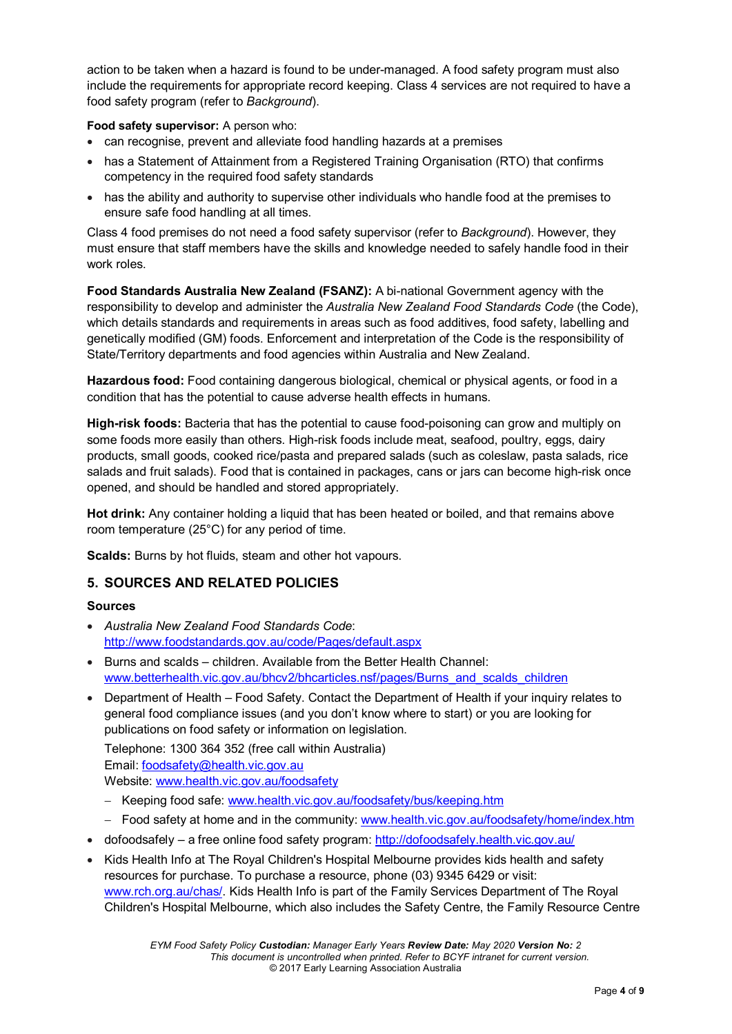action to be taken when a hazard is found to be under-managed. A food safety program must also include the requirements for appropriate record keeping. Class 4 services are not required to have a food safety program (refer to *Background*).

**Food safety supervisor:** A person who:

- can recognise, prevent and alleviate food handling hazards at a premises
- has a Statement of Attainment from a Registered Training Organisation (RTO) that confirms competency in the required food safety standards
- has the ability and authority to supervise other individuals who handle food at the premises to ensure safe food handling at all times.

Class 4 food premises do not need a food safety supervisor (refer to *Background*). However, they must ensure that staff members have the skills and knowledge needed to safely handle food in their work roles.

**Food Standards Australia New Zealand (FSANZ):** A bi-national Government agency with the responsibility to develop and administer the *Australia New Zealand Food Standards Code* (the Code), which details standards and requirements in areas such as food additives, food safety, labelling and genetically modified (GM) foods. Enforcement and interpretation of the Code is the responsibility of State/Territory departments and food agencies within Australia and New Zealand.

**Hazardous food:** Food containing dangerous biological, chemical or physical agents, or food in a condition that has the potential to cause adverse health effects in humans.

**High-risk foods:** Bacteria that has the potential to cause food-poisoning can grow and multiply on some foods more easily than others. High-risk foods include meat, seafood, poultry, eggs, dairy products, small goods, cooked rice/pasta and prepared salads (such as coleslaw, pasta salads, rice salads and fruit salads). Food that is contained in packages, cans or jars can become high-risk once opened, and should be handled and stored appropriately.

**Hot drink:** Any container holding a liquid that has been heated or boiled, and that remains above room temperature (25°C) for any period of time.

**Scalds:** Burns by hot fluids, steam and other hot vapours.

## 5. SOURCES AND RELATED POLICIES

### Sources

- *Australia New Zealand Food Standards Code*: http://www.foodstandards.gov.au/code/Pages/default.aspx
- Burns and scalds – children. Available from the Better Health Channel: www.betterhealth.vic.gov.au/bhcv2/bhcarticles.nsf/pages/Burns_and_scalds_children
- Department of Health – Food Safety. Contact the Department of Health if your inquiry relates to general food compliance issues (and you don't know where to start) or you are looking for publications on food safety or information on legislation.

  Telephone: 1300 364 352 (free call within Australia)
  Email: foodsafety@health.vic.gov.au
  Website: www.health.vic.gov.au/foodsafety

  - Keeping food safe: www.health.vic.gov.au/foodsafety/bus/keeping.htm
  - Food safety at home and in the community: www.health.vic.gov.au/foodsafety/home/index.htm
- dofoodsafely – a free online food safety program: http://dofoodsafely.health.vic.gov.au/
- Kids Health Info at The Royal Children's Hospital Melbourne provides kids health and safety resources for purchase. To purchase a resource, phone (03) 9345 6429 or visit: www.rch.org.au/chas/. Kids Health Info is part of the Family Services Department of The Royal Children's Hospital Melbourne, which also includes the Safety Centre, the Family Resource Centre

*EYM Food Safety Policy* ***Custodian:*** *Manager Early Years* ***Review Date:*** *May 2020* ***Version No:*** *2*
*This document is uncontrolled when printed. Refer to BCYF intranet for current version.*
© 2017 Early Learning Association Australia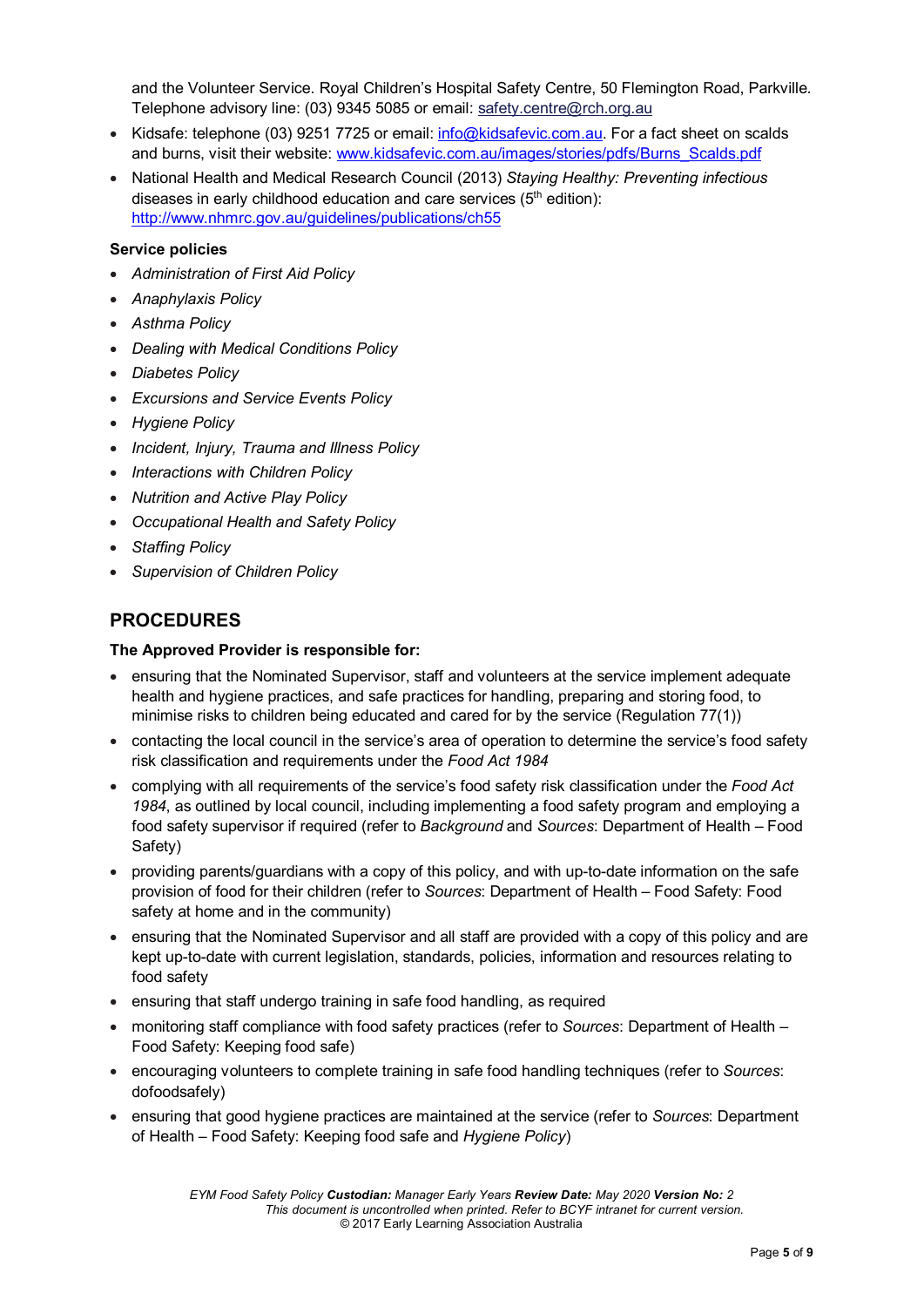and the Volunteer Service. Royal Children's Hospital Safety Centre, 50 Flemington Road, Parkville. Telephone advisory line: (03) 9345 5085 or email: safety.centre@rch.org.au

- Kidsafe: telephone (03) 9251 7725 or email: info@kidsafevic.com.au. For a fact sheet on scalds and burns, visit their website: www.kidsafevic.com.au/images/stories/pdfs/Burns_Scalds.pdf
- National Health and Medical Research Council (2013) *Staying Healthy: Preventing infectious diseases in early childhood education and care services* (5th edition): http://www.nhmrc.gov.au/guidelines/publications/ch55

**Service policies**

- *Administration of First Aid Policy*
- *Anaphylaxis Policy*
- *Asthma Policy*
- *Dealing with Medical Conditions Policy*
- *Diabetes Policy*
- *Excursions and Service Events Policy*
- *Hygiene Policy*
- *Incident, Injury, Trauma and Illness Policy*
- *Interactions with Children Policy*
- *Nutrition and Active Play Policy*
- *Occupational Health and Safety Policy*
- *Staffing Policy*
- *Supervision of Children Policy*

## PROCEDURES

**The Approved Provider is responsible for:**

- ensuring that the Nominated Supervisor, staff and volunteers at the service implement adequate health and hygiene practices, and safe practices for handling, preparing and storing food, to minimise risks to children being educated and cared for by the service (Regulation 77(1))
- contacting the local council in the service's area of operation to determine the service's food safety risk classification and requirements under the *Food Act 1984*
- complying with all requirements of the service's food safety risk classification under the *Food Act 1984*, as outlined by local council, including implementing a food safety program and employing a food safety supervisor if required (refer to *Background* and *Sources*: Department of Health – Food Safety)
- providing parents/guardians with a copy of this policy, and with up-to-date information on the safe provision of food for their children (refer to *Sources*: Department of Health – Food Safety: Food safety at home and in the community)
- ensuring that the Nominated Supervisor and all staff are provided with a copy of this policy and are kept up-to-date with current legislation, standards, policies, information and resources relating to food safety
- ensuring that staff undergo training in safe food handling, as required
- monitoring staff compliance with food safety practices (refer to *Sources*: Department of Health – Food Safety: Keeping food safe)
- encouraging volunteers to complete training in safe food handling techniques (refer to *Sources*: dofoodsafely)
- ensuring that good hygiene practices are maintained at the service (refer to *Sources*: Department of Health – Food Safety: Keeping food safe and *Hygiene Policy*)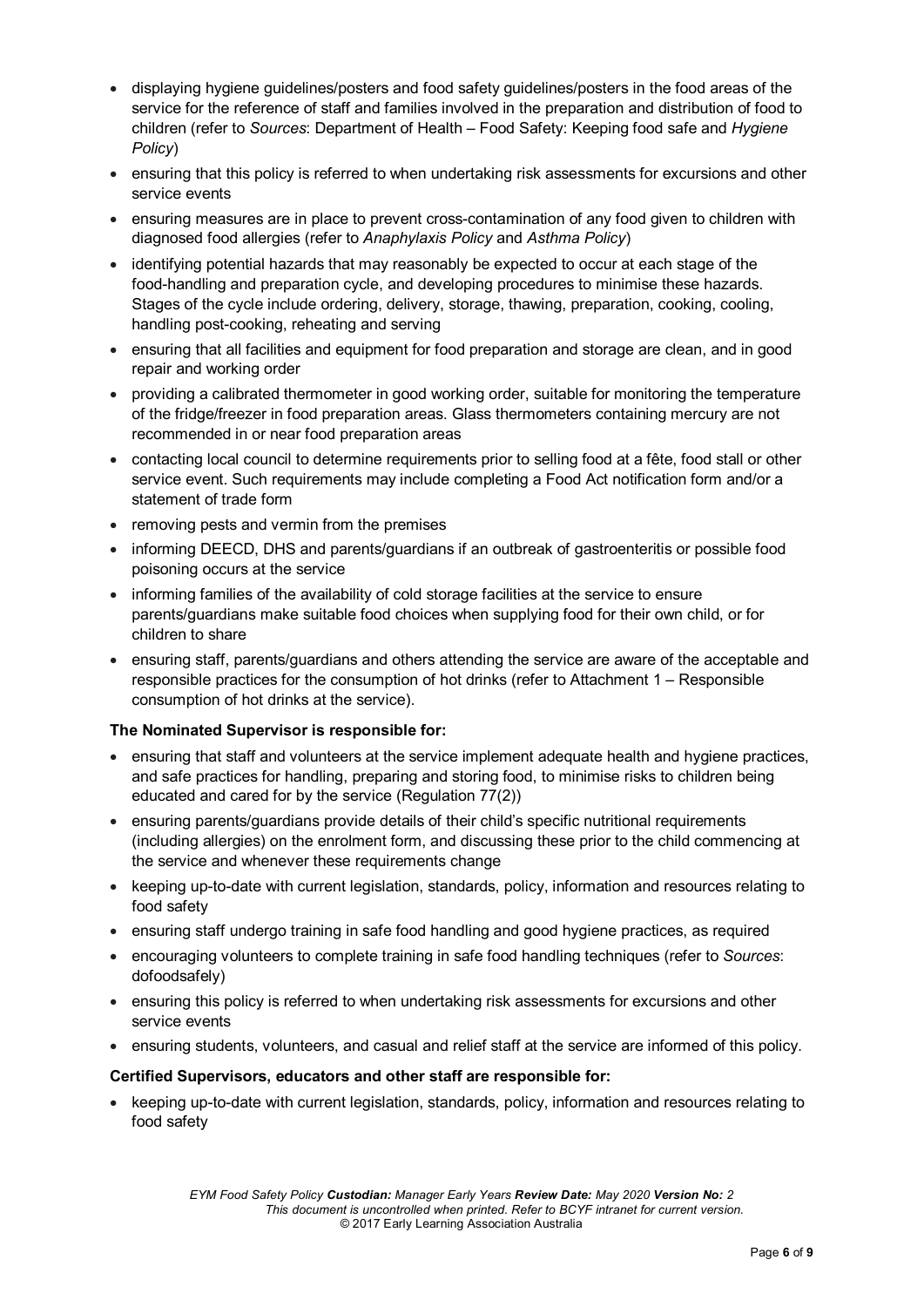- displaying hygiene guidelines/posters and food safety guidelines/posters in the food areas of the service for the reference of staff and families involved in the preparation and distribution of food to children (refer to *Sources*: Department of Health – Food Safety: Keeping food safe and *Hygiene Policy*)
- ensuring that this policy is referred to when undertaking risk assessments for excursions and other service events
- ensuring measures are in place to prevent cross-contamination of any food given to children with diagnosed food allergies (refer to *Anaphylaxis Policy* and *Asthma Policy*)
- identifying potential hazards that may reasonably be expected to occur at each stage of the food-handling and preparation cycle, and developing procedures to minimise these hazards. Stages of the cycle include ordering, delivery, storage, thawing, preparation, cooking, cooling, handling post-cooking, reheating and serving
- ensuring that all facilities and equipment for food preparation and storage are clean, and in good repair and working order
- providing a calibrated thermometer in good working order, suitable for monitoring the temperature of the fridge/freezer in food preparation areas. Glass thermometers containing mercury are not recommended in or near food preparation areas
- contacting local council to determine requirements prior to selling food at a fête, food stall or other service event. Such requirements may include completing a Food Act notification form and/or a statement of trade form
- removing pests and vermin from the premises
- informing DEECD, DHS and parents/guardians if an outbreak of gastroenteritis or possible food poisoning occurs at the service
- informing families of the availability of cold storage facilities at the service to ensure parents/guardians make suitable food choices when supplying food for their own child, or for children to share
- ensuring staff, parents/guardians and others attending the service are aware of the acceptable and responsible practices for the consumption of hot drinks (refer to Attachment 1 – Responsible consumption of hot drinks at the service).

**The Nominated Supervisor is responsible for:**

- ensuring that staff and volunteers at the service implement adequate health and hygiene practices, and safe practices for handling, preparing and storing food, to minimise risks to children being educated and cared for by the service (Regulation 77(2))
- ensuring parents/guardians provide details of their child's specific nutritional requirements (including allergies) on the enrolment form, and discussing these prior to the child commencing at the service and whenever these requirements change
- keeping up-to-date with current legislation, standards, policy, information and resources relating to food safety
- ensuring staff undergo training in safe food handling and good hygiene practices, as required
- encouraging volunteers to complete training in safe food handling techniques (refer to *Sources*: dofoodsafely)
- ensuring this policy is referred to when undertaking risk assessments for excursions and other service events
- ensuring students, volunteers, and casual and relief staff at the service are informed of this policy.

**Certified Supervisors, educators and other staff are responsible for:**

- keeping up-to-date with current legislation, standards, policy, information and resources relating to food safety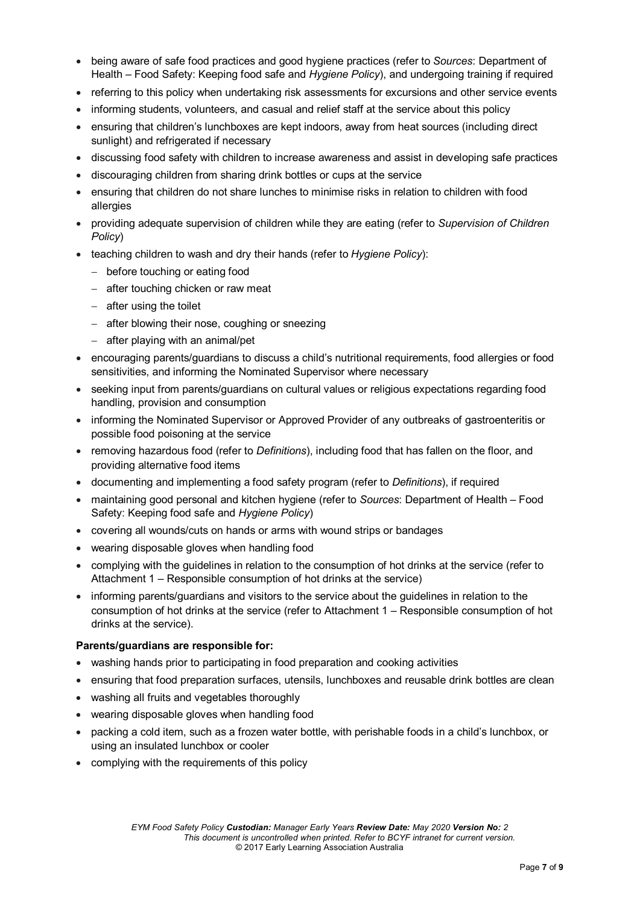- being aware of safe food practices and good hygiene practices (refer to *Sources*: Department of Health – Food Safety: Keeping food safe and *Hygiene Policy*), and undergoing training if required
- referring to this policy when undertaking risk assessments for excursions and other service events
- informing students, volunteers, and casual and relief staff at the service about this policy
- ensuring that children's lunchboxes are kept indoors, away from heat sources (including direct sunlight) and refrigerated if necessary
- discussing food safety with children to increase awareness and assist in developing safe practices
- discouraging children from sharing drink bottles or cups at the service
- ensuring that children do not share lunches to minimise risks in relation to children with food allergies
- providing adequate supervision of children while they are eating (refer to *Supervision of Children Policy*)
- teaching children to wash and dry their hands (refer to *Hygiene Policy*):
  - before touching or eating food
  - after touching chicken or raw meat
  - after using the toilet
  - after blowing their nose, coughing or sneezing
  - after playing with an animal/pet
- encouraging parents/guardians to discuss a child's nutritional requirements, food allergies or food sensitivities, and informing the Nominated Supervisor where necessary
- seeking input from parents/guardians on cultural values or religious expectations regarding food handling, provision and consumption
- informing the Nominated Supervisor or Approved Provider of any outbreaks of gastroenteritis or possible food poisoning at the service
- removing hazardous food (refer to *Definitions*), including food that has fallen on the floor, and providing alternative food items
- documenting and implementing a food safety program (refer to *Definitions*), if required
- maintaining good personal and kitchen hygiene (refer to *Sources*: Department of Health – Food Safety: Keeping food safe and *Hygiene Policy*)
- covering all wounds/cuts on hands or arms with wound strips or bandages
- wearing disposable gloves when handling food
- complying with the guidelines in relation to the consumption of hot drinks at the service (refer to Attachment 1 – Responsible consumption of hot drinks at the service)
- informing parents/guardians and visitors to the service about the guidelines in relation to the consumption of hot drinks at the service (refer to Attachment 1 – Responsible consumption of hot drinks at the service).

**Parents/guardians are responsible for:**

- washing hands prior to participating in food preparation and cooking activities
- ensuring that food preparation surfaces, utensils, lunchboxes and reusable drink bottles are clean
- washing all fruits and vegetables thoroughly
- wearing disposable gloves when handling food
- packing a cold item, such as a frozen water bottle, with perishable foods in a child's lunchbox, or using an insulated lunchbox or cooler
- complying with the requirements of this policy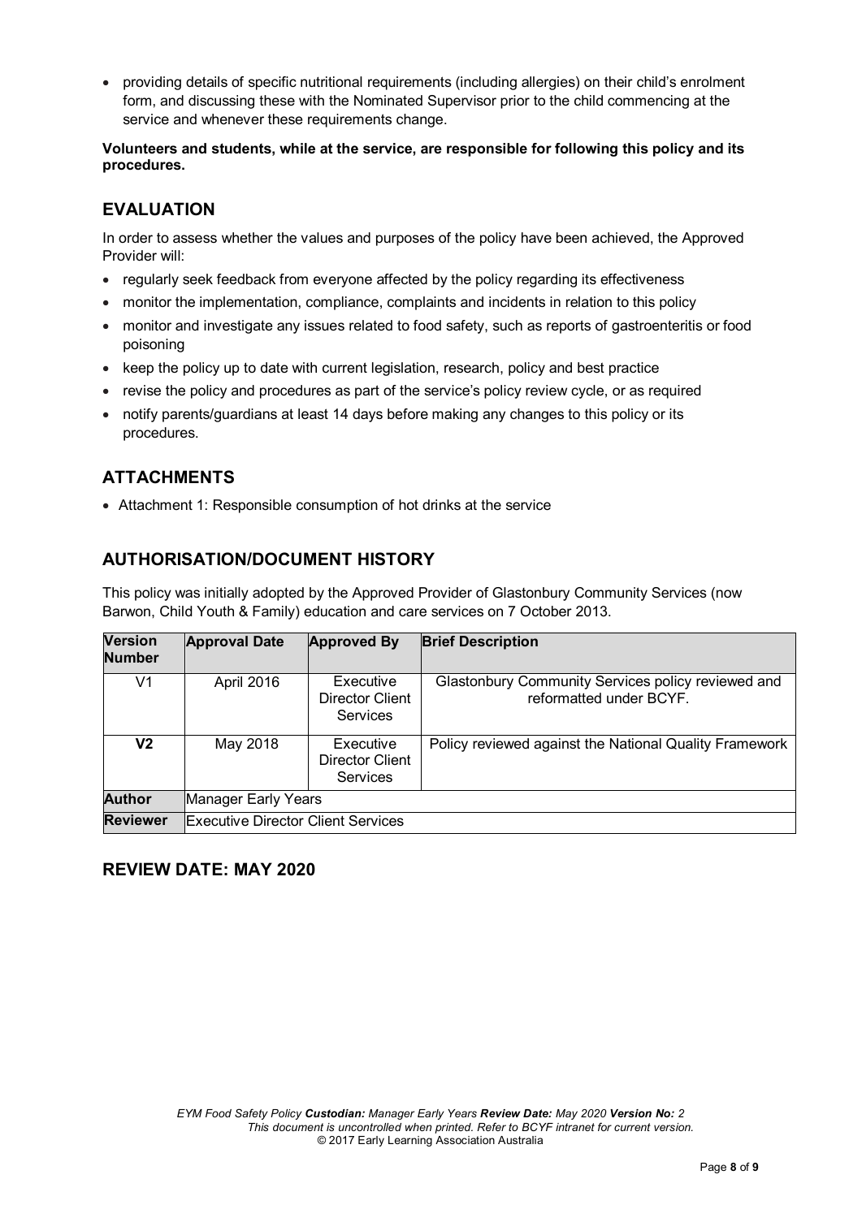- providing details of specific nutritional requirements (including allergies) on their child's enrolment form, and discussing these with the Nominated Supervisor prior to the child commencing at the service and whenever these requirements change.

**Volunteers and students, while at the service, are responsible for following this policy and its procedures.**

## EVALUATION

In order to assess whether the values and purposes of the policy have been achieved, the Approved Provider will:

- regularly seek feedback from everyone affected by the policy regarding its effectiveness
- monitor the implementation, compliance, complaints and incidents in relation to this policy
- monitor and investigate any issues related to food safety, such as reports of gastroenteritis or food poisoning
- keep the policy up to date with current legislation, research, policy and best practice
- revise the policy and procedures as part of the service's policy review cycle, or as required
- notify parents/guardians at least 14 days before making any changes to this policy or its procedures.

## ATTACHMENTS

- Attachment 1: Responsible consumption of hot drinks at the service

## AUTHORISATION/DOCUMENT HISTORY

This policy was initially adopted by the Approved Provider of Glastonbury Community Services (now Barwon, Child Youth & Family) education and care services on 7 October 2013.

| Version Number | Approval Date | Approved By | Brief Description |
|---|---|---|---|
| V1 | April 2016 | Executive Director Client Services | Glastonbury Community Services policy reviewed and reformatted under BCYF. |
| **V2** | May 2018 | Executive Director Client Services | Policy reviewed against the National Quality Framework |
| **Author** | Manager Early Years | | |
| **Reviewer** | Executive Director Client Services | | |

## REVIEW DATE: MAY 2020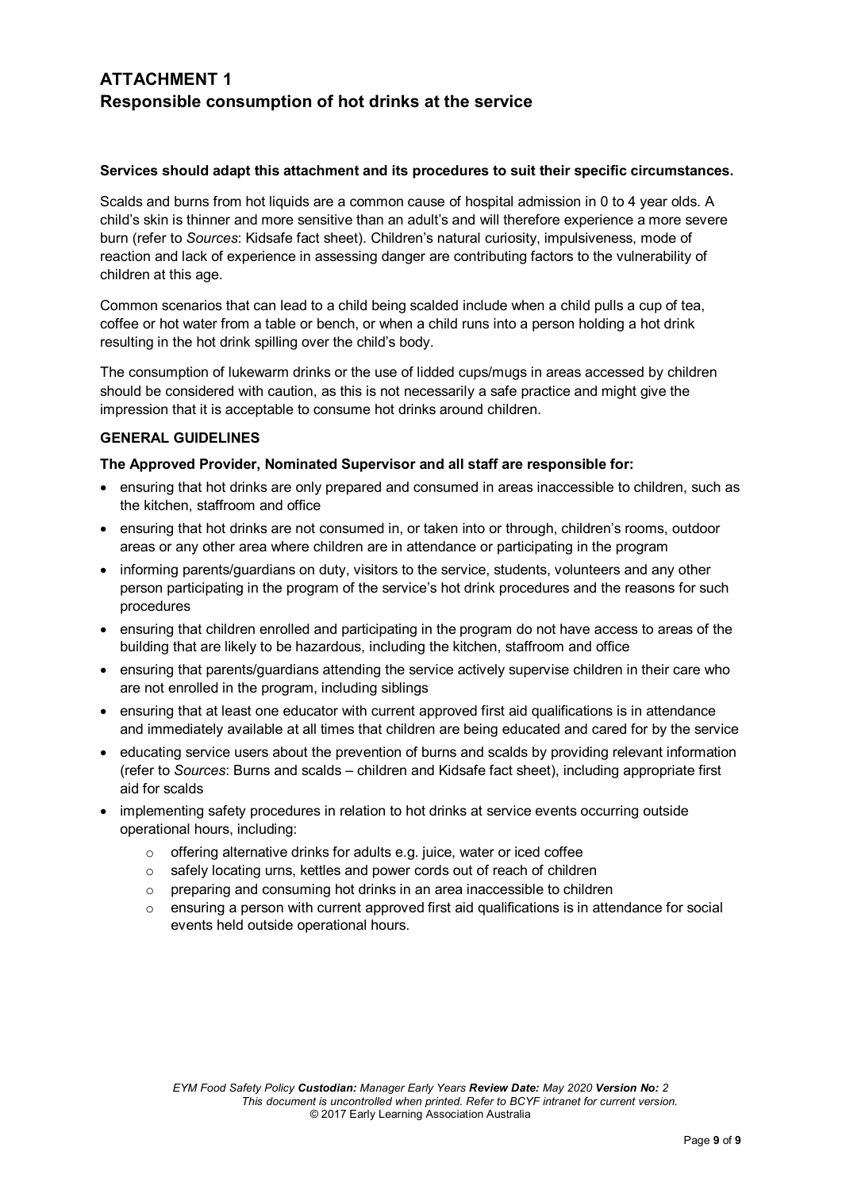# ATTACHMENT 1
## Responsible consumption of hot drinks at the service

**Services should adapt this attachment and its procedures to suit their specific circumstances.**

Scalds and burns from hot liquids are a common cause of hospital admission in 0 to 4 year olds. A child's skin is thinner and more sensitive than an adult's and will therefore experience a more severe burn (refer to *Sources*: Kidsafe fact sheet). Children's natural curiosity, impulsiveness, mode of reaction and lack of experience in assessing danger are contributing factors to the vulnerability of children at this age.

Common scenarios that can lead to a child being scalded include when a child pulls a cup of tea, coffee or hot water from a table or bench, or when a child runs into a person holding a hot drink resulting in the hot drink spilling over the child's body.

The consumption of lukewarm drinks or the use of lidded cups/mugs in areas accessed by children should be considered with caution, as this is not necessarily a safe practice and might give the impression that it is acceptable to consume hot drinks around children.

**GENERAL GUIDELINES**

**The Approved Provider, Nominated Supervisor and all staff are responsible for:**

- ensuring that hot drinks are only prepared and consumed in areas inaccessible to children, such as the kitchen, staffroom and office
- ensuring that hot drinks are not consumed in, or taken into or through, children's rooms, outdoor areas or any other area where children are in attendance or participating in the program
- informing parents/guardians on duty, visitors to the service, students, volunteers and any other person participating in the program of the service's hot drink procedures and the reasons for such procedures
- ensuring that children enrolled and participating in the program do not have access to areas of the building that are likely to be hazardous, including the kitchen, staffroom and office
- ensuring that parents/guardians attending the service actively supervise children in their care who are not enrolled in the program, including siblings
- ensuring that at least one educator with current approved first aid qualifications is in attendance and immediately available at all times that children are being educated and cared for by the service
- educating service users about the prevention of burns and scalds by providing relevant information (refer to *Sources*: Burns and scalds – children and Kidsafe fact sheet), including appropriate first aid for scalds
- implementing safety procedures in relation to hot drinks at service events occurring outside operational hours, including:
  - offering alternative drinks for adults e.g. juice, water or iced coffee
  - safely locating urns, kettles and power cords out of reach of children
  - preparing and consuming hot drinks in an area inaccessible to children
  - ensuring a person with current approved first aid qualifications is in attendance for social events held outside operational hours.

*EYM Food Safety Policy* ***Custodian:*** *Manager Early Years* ***Review Date:*** *May 2020* ***Version No:*** *2*
*This document is uncontrolled when printed. Refer to BCYF intranet for current version.*
© 2017 Early Learning Association Australia